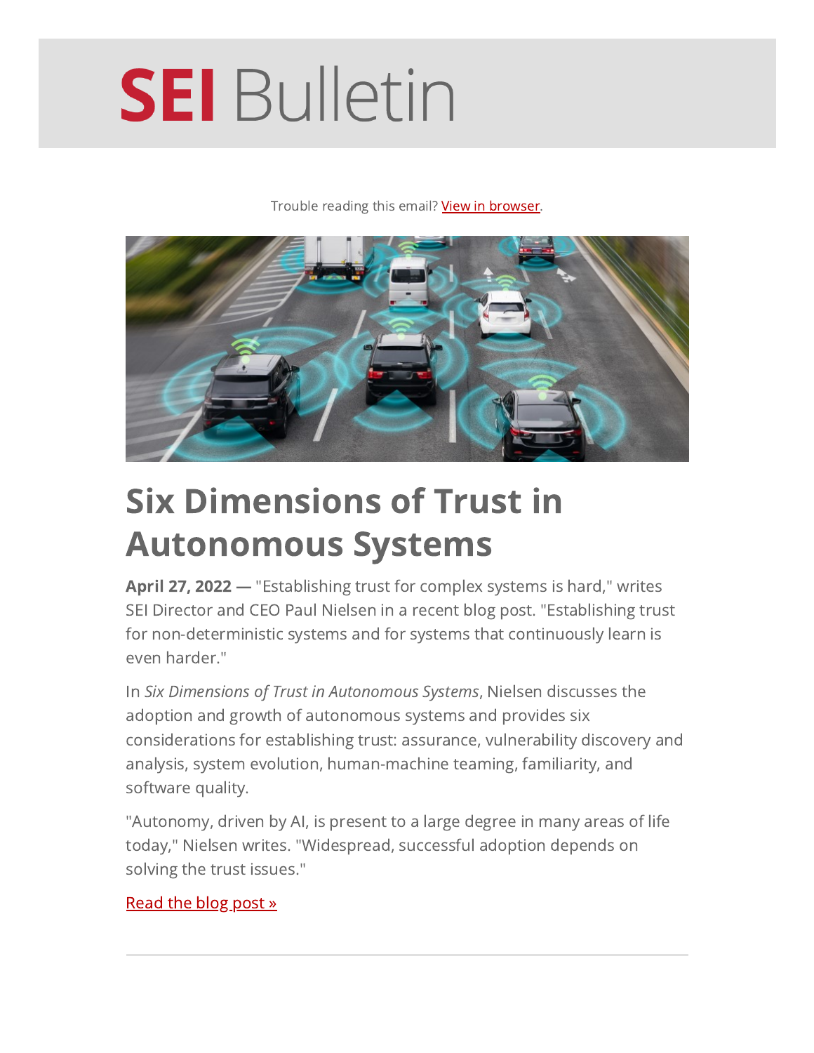# SEI Bulletin

Trouble reading this email? View in browser.

## Six Dimensions of Trust in Autonomous Systems

**April 27, 2022 —** "Establishing trust for complex systems is hard," writes SEI Director and CEO Paul Nielsen in a recent blog post. "Establishing trust for non-deterministic systems and for systems that continuously learn is even harder."

In *Six Dimensions of Trust in Autonomous Systems*, Nielsen discusses the adoption and growth of autonomous systems and provides six considerations for establishing trust: assurance, vulnerability discovery and analysis, system evolution, human-machine teaming, familiarity, and software quality.

"Autonomy, driven by AI, is present to a large degree in many areas of life today," Nielsen writes. "Widespread, successful adoption depends on solving the trust issues."

Read the blog post »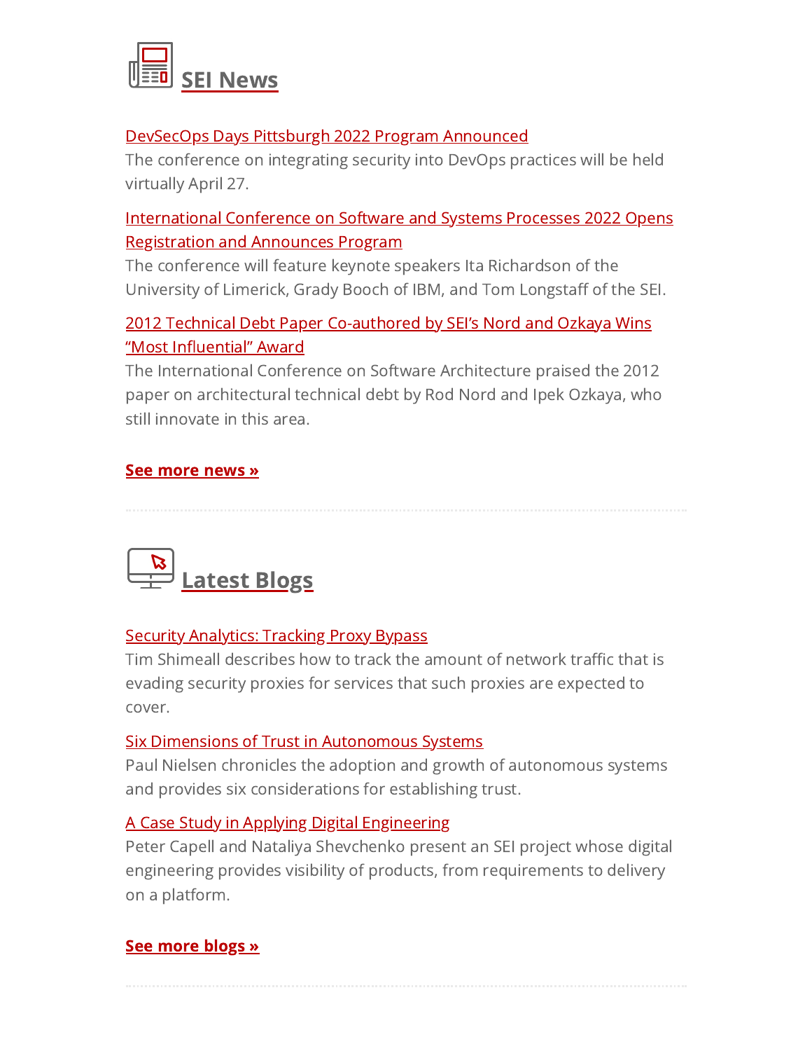## SEI News

**DevSecOps Days Pittsburgh 2022 Program Announced**
The conference on integrating security into DevOps practices will be held virtually April 27.

**International Conference on Software and Systems Processes 2022 Opens Registration and Announces Program**
The conference will feature keynote speakers Ita Richardson of the University of Limerick, Grady Booch of IBM, and Tom Longstaff of the SEI.

**2012 Technical Debt Paper Co-authored by SEI's Nord and Ozkaya Wins "Most Influential" Award**
The International Conference on Software Architecture praised the 2012 paper on architectural technical debt by Rod Nord and Ipek Ozkaya, who still innovate in this area.

**See more news »**

---

## Latest Blogs

**Security Analytics: Tracking Proxy Bypass**
Tim Shimeall describes how to track the amount of network traffic that is evading security proxies for services that such proxies are expected to cover.

**Six Dimensions of Trust in Autonomous Systems**
Paul Nielsen chronicles the adoption and growth of autonomous systems and provides six considerations for establishing trust.

**A Case Study in Applying Digital Engineering**
Peter Capell and Nataliya Shevchenko present an SEI project whose digital engineering provides visibility of products, from requirements to delivery on a platform.

**See more blogs »**

---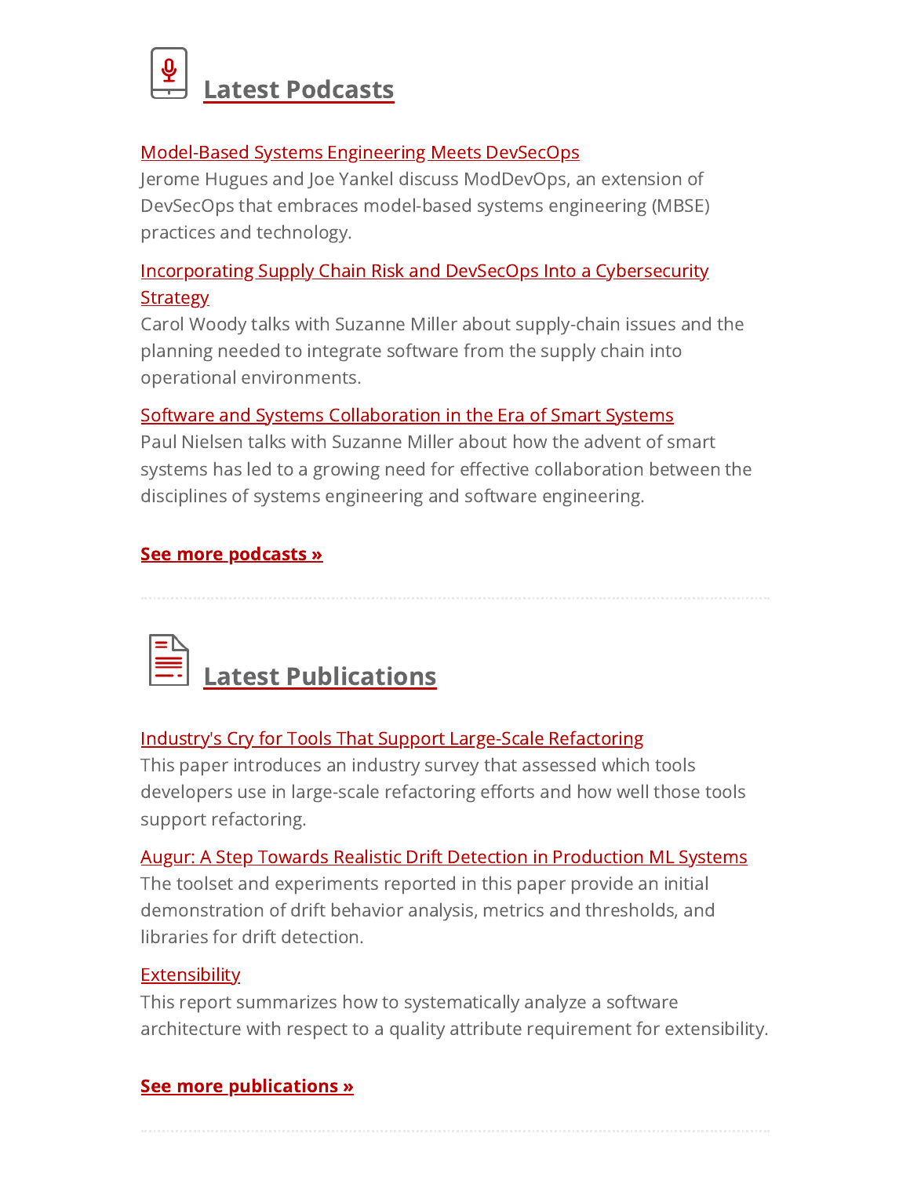## Latest Podcasts

Model-Based Systems Engineering Meets DevSecOps
Jerome Hugues and Joe Yankel discuss ModDevOps, an extension of DevSecOps that embraces model-based systems engineering (MBSE) practices and technology.

Incorporating Supply Chain Risk and DevSecOps Into a Cybersecurity Strategy
Carol Woody talks with Suzanne Miller about supply-chain issues and the planning needed to integrate software from the supply chain into operational environments.

Software and Systems Collaboration in the Era of Smart Systems
Paul Nielsen talks with Suzanne Miller about how the advent of smart systems has led to a growing need for effective collaboration between the disciplines of systems engineering and software engineering.

**See more podcasts »**

---

## Latest Publications

Industry's Cry for Tools That Support Large-Scale Refactoring
This paper introduces an industry survey that assessed which tools developers use in large-scale refactoring efforts and how well those tools support refactoring.

Augur: A Step Towards Realistic Drift Detection in Production ML Systems
The toolset and experiments reported in this paper provide an initial demonstration of drift behavior analysis, metrics and thresholds, and libraries for drift detection.

Extensibility
This report summarizes how to systematically analyze a software architecture with respect to a quality attribute requirement for extensibility.

**See more publications »**

---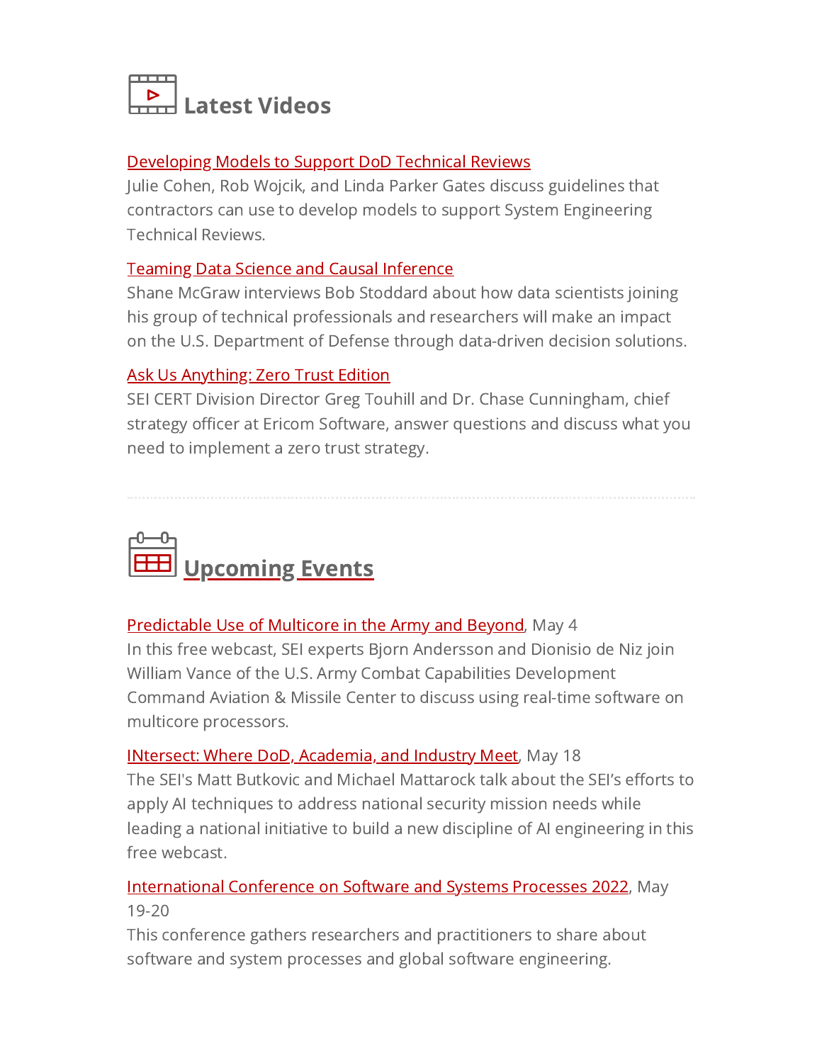## Latest Videos

[Developing Models to Support DoD Technical Reviews]
Julie Cohen, Rob Wojcik, and Linda Parker Gates discuss guidelines that contractors can use to develop models to support System Engineering Technical Reviews.

[Teaming Data Science and Causal Inference]
Shane McGraw interviews Bob Stoddard about how data scientists joining his group of technical professionals and researchers will make an impact on the U.S. Department of Defense through data-driven decision solutions.

[Ask Us Anything: Zero Trust Edition]
SEI CERT Division Director Greg Touhill and Dr. Chase Cunningham, chief strategy officer at Ericom Software, answer questions and discuss what you need to implement a zero trust strategy.

---

## Upcoming Events

[Predictable Use of Multicore in the Army and Beyond], May 4
In this free webcast, SEI experts Bjorn Andersson and Dionisio de Niz join William Vance of the U.S. Army Combat Capabilities Development Command Aviation & Missile Center to discuss using real-time software on multicore processors.

[INtersect: Where DoD, Academia, and Industry Meet], May 18
The SEI's Matt Butkovic and Michael Mattarock talk about the SEI's efforts to apply AI techniques to address national security mission needs while leading a national initiative to build a new discipline of AI engineering in this free webcast.

[International Conference on Software and Systems Processes 2022], May 19-20
This conference gathers researchers and practitioners to share about software and system processes and global software engineering.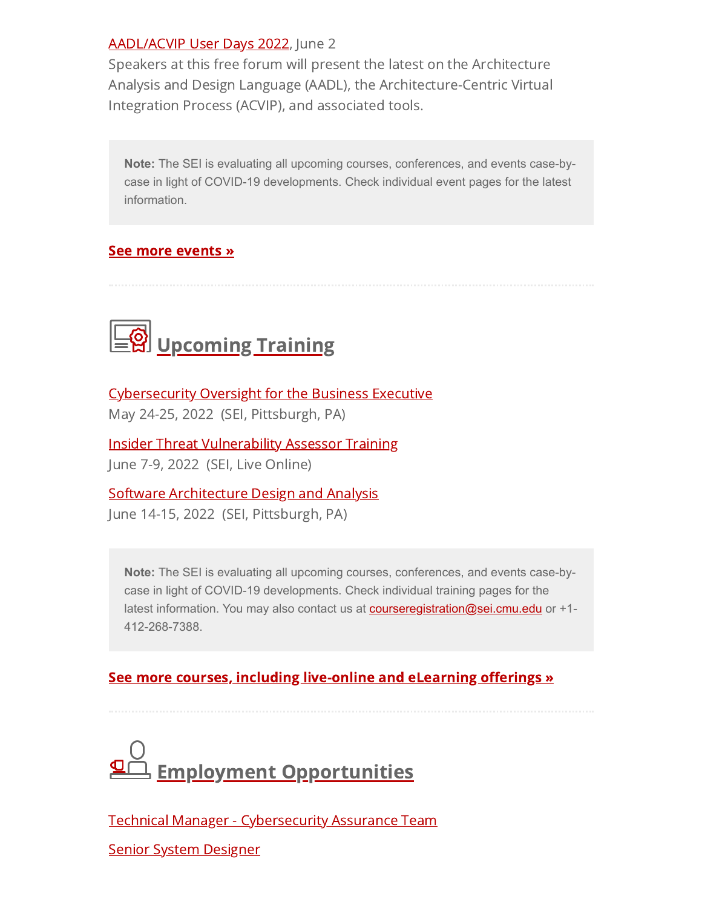AADL/ACVIP User Days 2022, June 2
Speakers at this free forum will present the latest on the Architecture Analysis and Design Language (AADL), the Architecture-Centric Virtual Integration Process (ACVIP), and associated tools.

> **Note:** The SEI is evaluating all upcoming courses, conferences, and events case-by-case in light of COVID-19 developments. Check individual event pages for the latest information.

**See more events »**

---

## Upcoming Training

Cybersecurity Oversight for the Business Executive
May 24-25, 2022  (SEI, Pittsburgh, PA)

Insider Threat Vulnerability Assessor Training
June 7-9, 2022  (SEI, Live Online)

Software Architecture Design and Analysis
June 14-15, 2022  (SEI, Pittsburgh, PA)

> **Note:** The SEI is evaluating all upcoming courses, conferences, and events case-by-case in light of COVID-19 developments. Check individual training pages for the latest information. You may also contact us at courseregistration@sei.cmu.edu or +1-412-268-7388.

**See more courses, including live-online and eLearning offerings »**

---

## Employment Opportunities

Technical Manager - Cybersecurity Assurance Team

Senior System Designer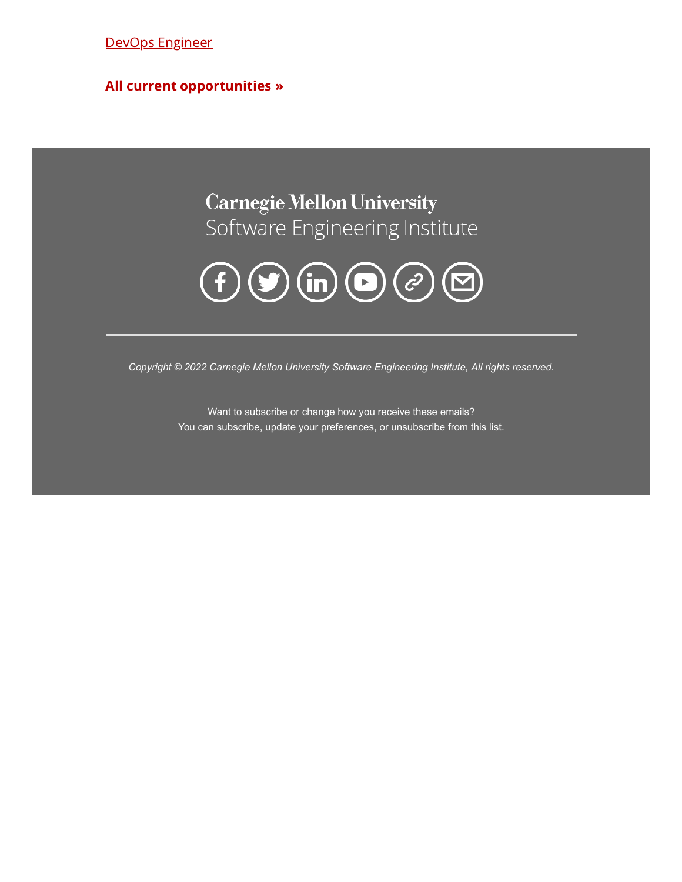DevOps Engineer

**All current opportunities »**

Carnegie Mellon University
Software Engineering Institute

*Copyright © 2022 Carnegie Mellon University Software Engineering Institute, All rights reserved.*

Want to subscribe or change how you receive these emails?
You can subscribe, update your preferences, or unsubscribe from this list.